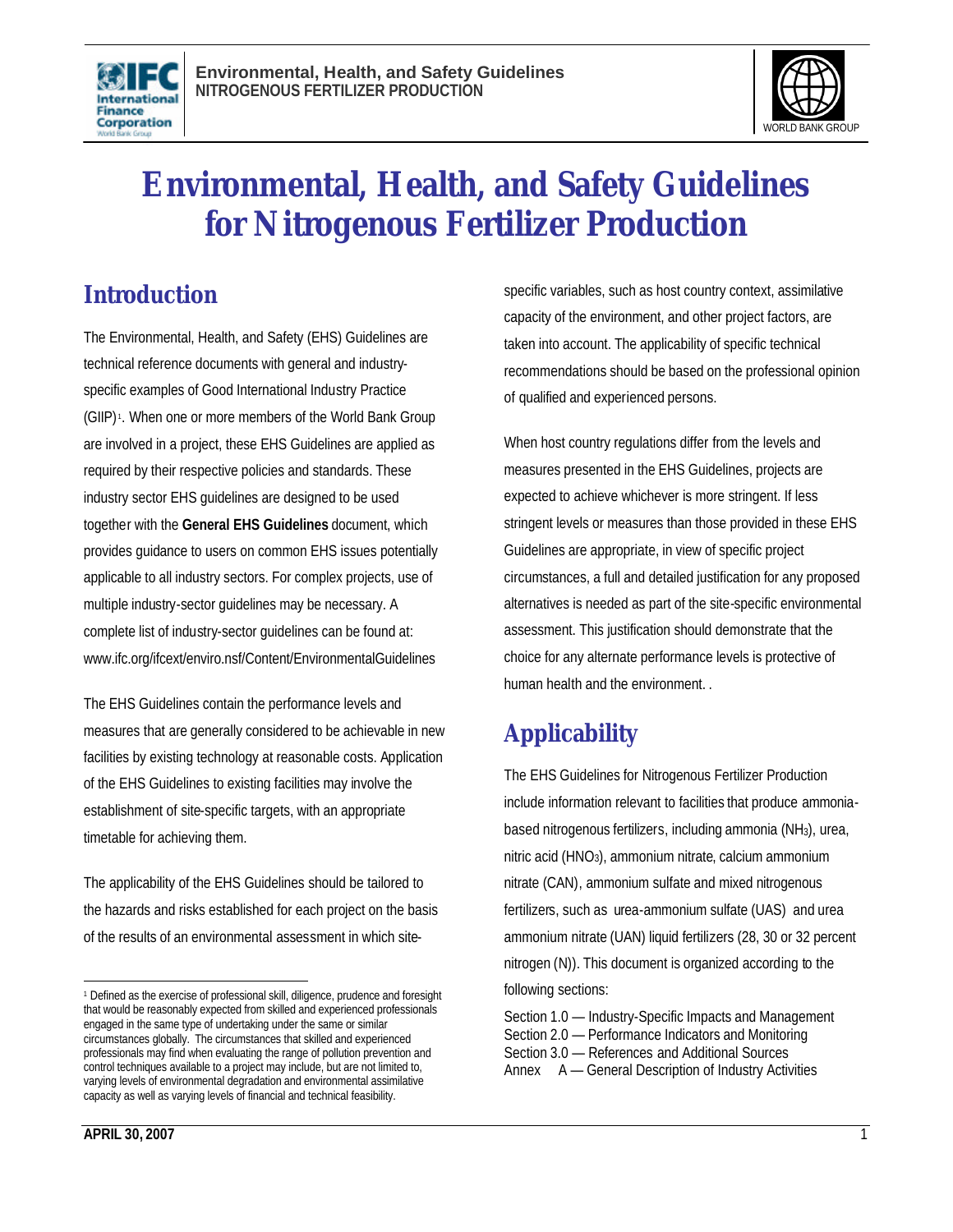# Environmental, Health, and Safety Guidelines for Nitrogenous Fertilizer Production

## Introduction

The Environmental, Health, and Safety (EHS) Guidelines are technical reference documents with general and industry-specific examples of Good International Industry Practice (GIIP)[1]. When one or more members of the World Bank Group are involved in a project, these EHS Guidelines are applied as required by their respective policies and standards. These industry sector EHS guidelines are designed to be used together with the **General EHS Guidelines** document, which provides guidance to users on common EHS issues potentially applicable to all industry sectors. For complex projects, use of multiple industry-sector guidelines may be necessary. A complete list of industry-sector guidelines can be found at: www.ifc.org/ifcext/enviro.nsf/Content/EnvironmentalGuidelines

The EHS Guidelines contain the performance levels and measures that are generally considered to be achievable in new facilities by existing technology at reasonable costs. Application of the EHS Guidelines to existing facilities may involve the establishment of site-specific targets, with an appropriate timetable for achieving them.

The applicability of the EHS Guidelines should be tailored to the hazards and risks established for each project on the basis of the results of an environmental assessment in which site-specific variables, such as host country context, assimilative capacity of the environment, and other project factors, are taken into account. The applicability of specific technical recommendations should be based on the professional opinion of qualified and experienced persons.

When host country regulations differ from the levels and measures presented in the EHS Guidelines, projects are expected to achieve whichever is more stringent. If less stringent levels or measures than those provided in these EHS Guidelines are appropriate, in view of specific project circumstances, a full and detailed justification for any proposed alternatives is needed as part of the site-specific environmental assessment. This justification should demonstrate that the choice for any alternate performance levels is protective of human health and the environment. .

## Applicability

The EHS Guidelines for Nitrogenous Fertilizer Production include information relevant to facilities that produce ammonia-based nitrogenous fertilizers, including ammonia ($NH_3$), urea, nitric acid ($HNO_3$), ammonium nitrate, calcium ammonium nitrate (CAN), ammonium sulfate and mixed nitrogenous fertilizers, such as urea-ammonium sulfate (UAS) and urea ammonium nitrate (UAN) liquid fertilizers (28, 30 or 32 percent nitrogen (N)). This document is organized according to the following sections:

Section 1.0 — Industry-Specific Impacts and Management
Section 2.0 — Performance Indicators and Monitoring
Section 3.0 — References and Additional Sources
Annex A — General Description of Industry Activities

---

[1] Defined as the exercise of professional skill, diligence, prudence and foresight that would be reasonably expected from skilled and experienced professionals engaged in the same type of undertaking under the same or similar circumstances globally. The circumstances that skilled and experienced professionals may find when evaluating the range of pollution prevention and control techniques available to a project may include, but are not limited to, varying levels of environmental degradation and environmental assimilative capacity as well as varying levels of financial and technical feasibility.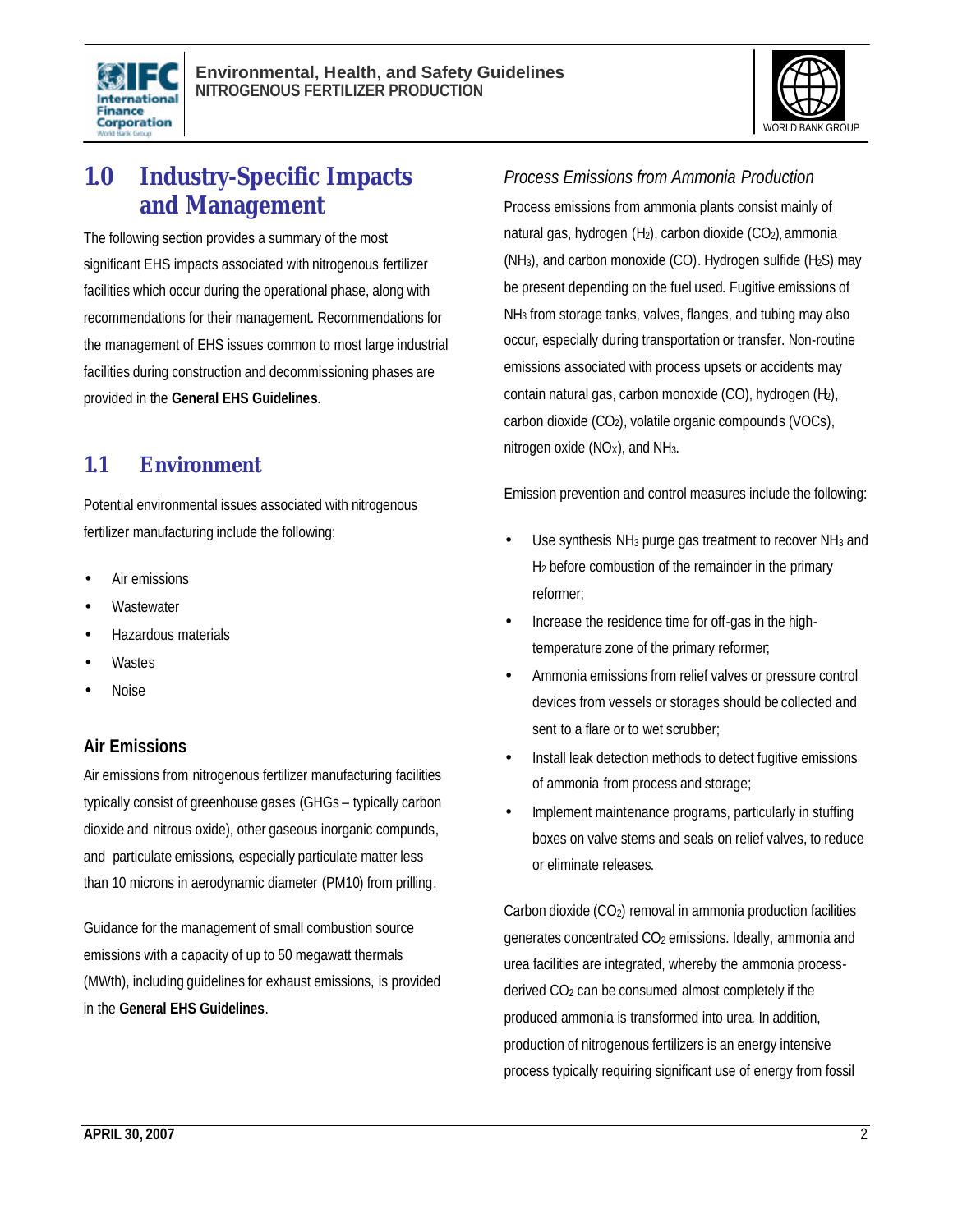# 1.0 Industry-Specific Impacts and Management

The following section provides a summary of the most significant EHS impacts associated with nitrogenous fertilizer facilities which occur during the operational phase, along with recommendations for their management. Recommendations for the management of EHS issues common to most large industrial facilities during construction and decommissioning phases are provided in the **General EHS Guidelines**.

## 1.1 Environment

Potential environmental issues associated with nitrogenous fertilizer manufacturing include the following:

- Air emissions
- Wastewater
- Hazardous materials
- Wastes
- Noise

### Air Emissions

Air emissions from nitrogenous fertilizer manufacturing facilities typically consist of greenhouse gases (GHGs – typically carbon dioxide and nitrous oxide), other gaseous inorganic compunds, and particulate emissions, especially particulate matter less than 10 microns in aerodynamic diameter (PM10) from prilling.

Guidance for the management of small combustion source emissions with a capacity of up to 50 megawatt thermals (MWth), including guidelines for exhaust emissions, is provided in the **General EHS Guidelines**.

*Process Emissions from Ammonia Production*

Process emissions from ammonia plants consist mainly of natural gas, hydrogen ($H_2$), carbon dioxide ($CO_2$), ammonia ($NH_3$), and carbon monoxide (CO). Hydrogen sulfide ($H_2S$) may be present depending on the fuel used. Fugitive emissions of $NH_3$ from storage tanks, valves, flanges, and tubing may also occur, especially during transportation or transfer. Non-routine emissions associated with process upsets or accidents may contain natural gas, carbon monoxide (CO), hydrogen ($H_2$), carbon dioxide ($CO_2$), volatile organic compounds (VOCs), nitrogen oxide ($NO_X$), and $NH_3$.

Emission prevention and control measures include the following:

- Use synthesis $NH_3$ purge gas treatment to recover $NH_3$ and $H_2$ before combustion of the remainder in the primary reformer;
- Increase the residence time for off-gas in the high-temperature zone of the primary reformer;
- Ammonia emissions from relief valves or pressure control devices from vessels or storages should be collected and sent to a flare or to wet scrubber;
- Install leak detection methods to detect fugitive emissions of ammonia from process and storage;
- Implement maintenance programs, particularly in stuffing boxes on valve stems and seals on relief valves, to reduce or eliminate releases.

Carbon dioxide ($CO_2$) removal in ammonia production facilities generates concentrated $CO_2$ emissions. Ideally, ammonia and urea facilities are integrated, whereby the ammonia process-derived $CO_2$ can be consumed almost completely if the produced ammonia is transformed into urea. In addition, production of nitrogenous fertilizers is an energy intensive process typically requiring significant use of energy from fossil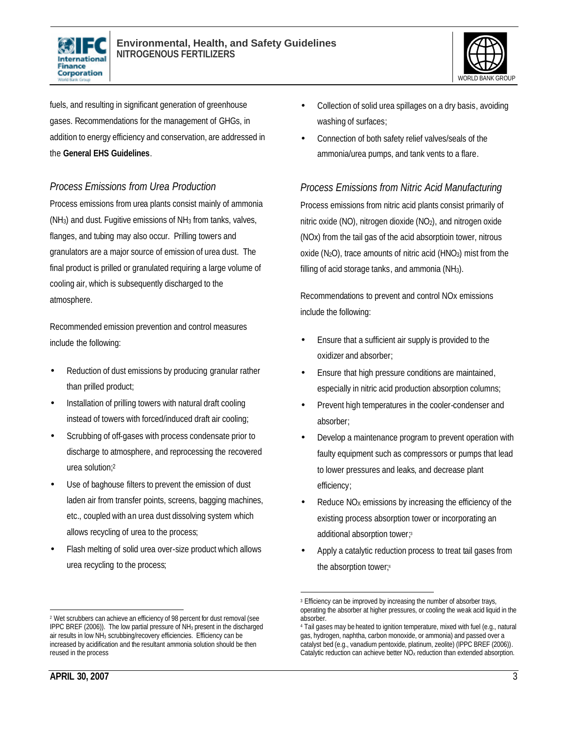fuels, and resulting in significant generation of greenhouse gases. Recommendations for the management of GHGs, in addition to energy efficiency and conservation, are addressed in the **General EHS Guidelines**.

### *Process Emissions from Urea Production*

Process emissions from urea plants consist mainly of ammonia ($NH_3$) and dust. Fugitive emissions of $NH_3$ from tanks, valves, flanges, and tubing may also occur. Prilling towers and granulators are a major source of emission of urea dust. The final product is prilled or granulated requiring a large volume of cooling air, which is subsequently discharged to the atmosphere.

Recommended emission prevention and control measures include the following:

- Reduction of dust emissions by producing granular rather than prilled product;
- Installation of prilling towers with natural draft cooling instead of towers with forced/induced draft air cooling;
- Scrubbing of off-gases with process condensate prior to discharge to atmosphere, and reprocessing the recovered urea solution;[2]
- Use of baghouse filters to prevent the emission of dust laden air from transfer points, screens, bagging machines, etc., coupled with an urea dust dissolving system which allows recycling of urea to the process;
- Flash melting of solid urea over-size product which allows urea recycling to the process;
- Collection of solid urea spillages on a dry basis, avoiding washing of surfaces;
- Connection of both safety relief valves/seals of the ammonia/urea pumps, and tank vents to a flare.

### *Process Emissions from Nitric Acid Manufacturing*

Process emissions from nitric acid plants consist primarily of nitric oxide (NO), nitrogen dioxide ($NO_2$), and nitrogen oxide (NOx) from the tail gas of the acid absorptioin tower, nitrous oxide ($N_2O$), trace amounts of nitric acid ($HNO_3$) mist from the filling of acid storage tanks, and ammonia ($NH_3$).

Recommendations to prevent and control NOx emissions include the following:

- Ensure that a sufficient air supply is provided to the oxidizer and absorber;
- Ensure that high pressure conditions are maintained, especially in nitric acid production absorption columns;
- Prevent high temperatures in the cooler-condenser and absorber;
- Develop a maintenance program to prevent operation with faulty equipment such as compressors or pumps that lead to lower pressures and leaks, and decrease plant efficiency;
- Reduce $NO_X$ emissions by increasing the efficiency of the existing process absorption tower or incorporating an additional absorption tower;[3]
- Apply a catalytic reduction process to treat tail gases from the absorption tower;[4]

---

[2] Wet scrubbers can achieve an efficiency of 98 percent for dust removal (see IPPC BREF (2006)). The low partial pressure of $NH_3$ present in the discharged air results in low $NH_3$ scrubbing/recovery efficiencies. Efficiency can be increased by acidification and the resultant ammonia solution should be then reused in the process

[3] Efficiency can be improved by increasing the number of absorber trays, operating the absorber at higher pressures, or cooling the weak acid liquid in the absorber.

[4] Tail gases may be heated to ignition temperature, mixed with fuel (e.g., natural gas, hydrogen, naphtha, carbon monoxide, or ammonia) and passed over a catalyst bed (e.g., vanadium pentoxide, platinum, zeolite) (IPPC BREF (2006)). Catalytic reduction can achieve better $NO_X$ reduction than extended absorption.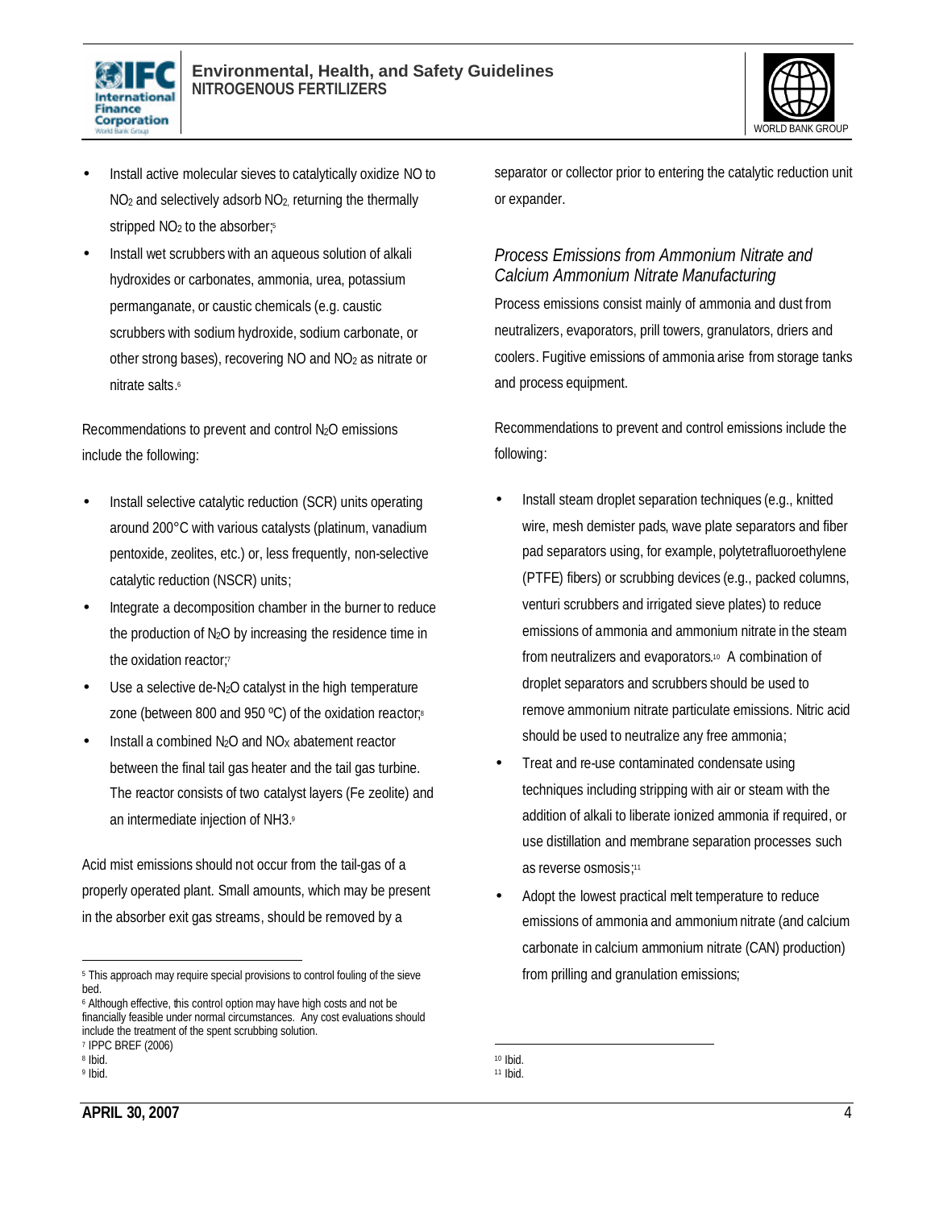- Install active molecular sieves to catalytically oxidize NO to $NO_2$ and selectively adsorb $NO_2$, returning the thermally stripped $NO_2$ to the absorber;[5]
- Install wet scrubbers with an aqueous solution of alkali hydroxides or carbonates, ammonia, urea, potassium permanganate, or caustic chemicals (e.g. caustic scrubbers with sodium hydroxide, sodium carbonate, or other strong bases), recovering NO and $NO_2$ as nitrate or nitrate salts.[6]

Recommendations to prevent and control $N_2O$ emissions include the following:

- Install selective catalytic reduction (SCR) units operating around 200°C with various catalysts (platinum, vanadium pentoxide, zeolites, etc.) or, less frequently, non-selective catalytic reduction (NSCR) units;
- Integrate a decomposition chamber in the burner to reduce the production of $N_2O$ by increasing the residence time in the oxidation reactor;[7]
- Use a selective de-$N_2O$ catalyst in the high temperature zone (between 800 and 950 ºC) of the oxidation reactor;[8]
- Install a combined $N_2O$ and $NO_X$ abatement reactor between the final tail gas heater and the tail gas turbine. The reactor consists of two catalyst layers (Fe zeolite) and an intermediate injection of $NH_3$.[9]

Acid mist emissions should not occur from the tail-gas of a properly operated plant. Small amounts, which may be present in the absorber exit gas streams, should be removed by a separator or collector prior to entering the catalytic reduction unit or expander.

### *Process Emissions from Ammonium Nitrate and Calcium Ammonium Nitrate Manufacturing*

Process emissions consist mainly of ammonia and dust from neutralizers, evaporators, prill towers, granulators, driers and coolers. Fugitive emissions of ammonia arise from storage tanks and process equipment.

Recommendations to prevent and control emissions include the following:

- Install steam droplet separation techniques (e.g., knitted wire, mesh demister pads, wave plate separators and fiber pad separators using, for example, polytetrafluoroethylene (PTFE) fibers) or scrubbing devices (e.g., packed columns, venturi scrubbers and irrigated sieve plates) to reduce emissions of ammonia and ammonium nitrate in the steam from neutralizers and evaporators.[10] A combination of droplet separators and scrubbers should be used to remove ammonium nitrate particulate emissions. Nitric acid should be used to neutralize any free ammonia;
- Treat and re-use contaminated condensate using techniques including stripping with air or steam with the addition of alkali to liberate ionized ammonia if required, or use distillation and membrane separation processes such as reverse osmosis;[11]
- Adopt the lowest practical melt temperature to reduce emissions of ammonia and ammonium nitrate (and calcium carbonate in calcium ammonium nitrate (CAN) production) from prilling and granulation emissions;

---

[5] This approach may require special provisions to control fouling of the sieve bed.

[6] Although effective, this control option may have high costs and not be financially feasible under normal circumstances. Any cost evaluations should include the treatment of the spent scrubbing solution.

[7] IPPC BREF (2006)

[8] Ibid.

[9] Ibid.

[10] Ibid.

[11] Ibid.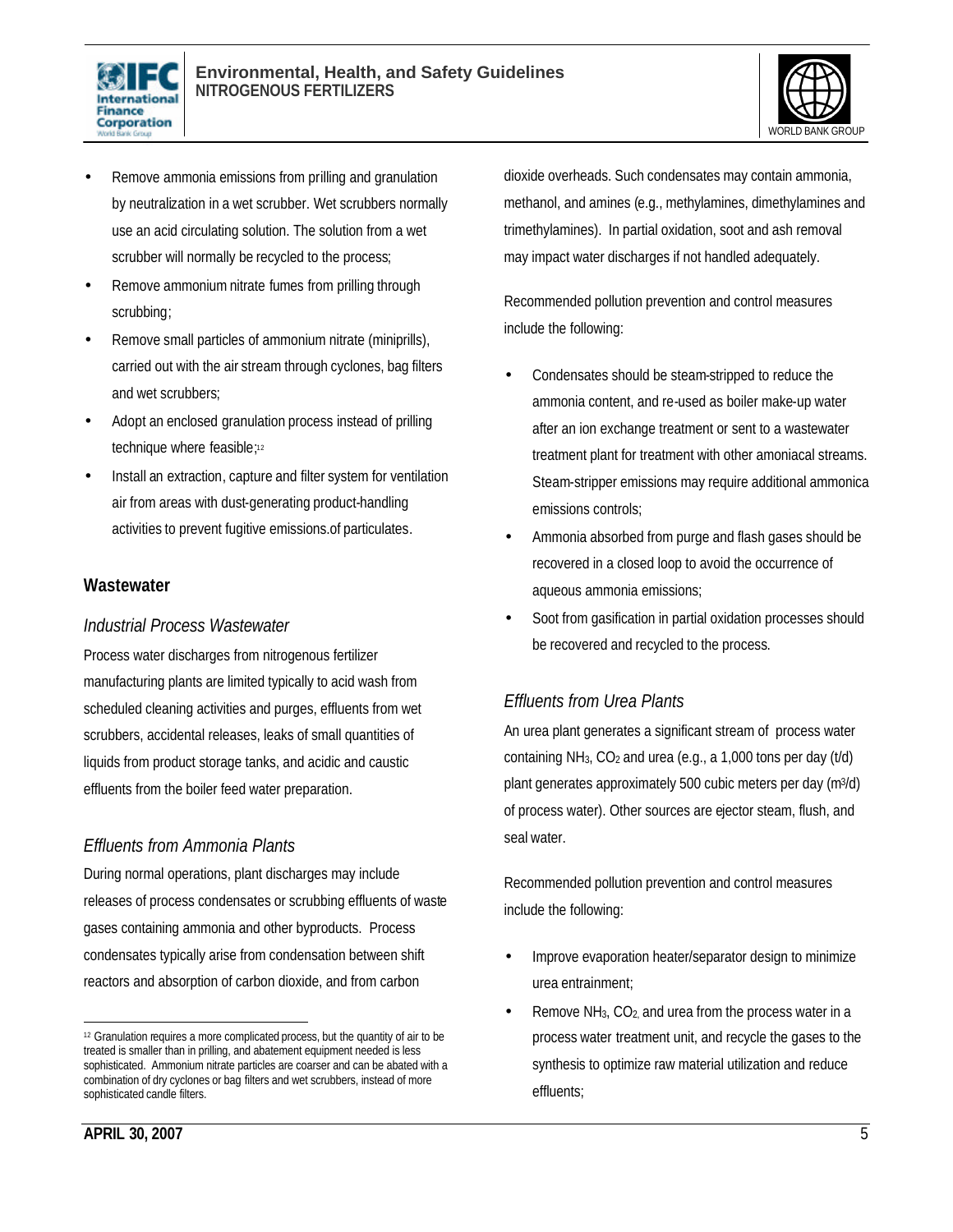- Remove ammonia emissions from prilling and granulation by neutralization in a wet scrubber. Wet scrubbers normally use an acid circulating solution. The solution from a wet scrubber will normally be recycled to the process;
- Remove ammonium nitrate fumes from prilling through scrubbing;
- Remove small particles of ammonium nitrate (miniprills), carried out with the air stream through cyclones, bag filters and wet scrubbers;
- Adopt an enclosed granulation process instead of prilling technique where feasible;[12]
- Install an extraction, capture and filter system for ventilation air from areas with dust-generating product-handling activities to prevent fugitive emissions.of particulates.

## Wastewater

### *Industrial Process Wastewater*

Process water discharges from nitrogenous fertilizer manufacturing plants are limited typically to acid wash from scheduled cleaning activities and purges, effluents from wet scrubbers, accidental releases, leaks of small quantities of liquids from product storage tanks, and acidic and caustic effluents from the boiler feed water preparation.

### *Effluents from Ammonia Plants*

During normal operations, plant discharges may include releases of process condensates or scrubbing effluents of waste gases containing ammonia and other byproducts. Process condensates typically arise from condensation between shift reactors and absorption of carbon dioxide, and from carbon dioxide overheads. Such condensates may contain ammonia, methanol, and amines (e.g., methylamines, dimethylamines and trimethylamines). In partial oxidation, soot and ash removal may impact water discharges if not handled adequately.

Recommended pollution prevention and control measures include the following:

- Condensates should be steam-stripped to reduce the ammonia content, and re-used as boiler make-up water after an ion exchange treatment or sent to a wastewater treatment plant for treatment with other amoniacal streams. Steam-stripper emissions may require additional ammonica emissions controls;
- Ammonia absorbed from purge and flash gases should be recovered in a closed loop to avoid the occurrence of aqueous ammonia emissions;
- Soot from gasification in partial oxidation processes should be recovered and recycled to the process.

### *Effluents from Urea Plants*

An urea plant generates a significant stream of process water containing $NH_3$, $CO_2$ and urea (e.g., a 1,000 tons per day (t/d) plant generates approximately 500 cubic meters per day ($m^3$/d) of process water). Other sources are ejector steam, flush, and seal water.

Recommended pollution prevention and control measures include the following:

- Improve evaporation heater/separator design to minimize urea entrainment;
- Remove $NH_3$, $CO_2$, and urea from the process water in a process water treatment unit, and recycle the gases to the synthesis to optimize raw material utilization and reduce effluents;

---

[12] Granulation requires a more complicated process, but the quantity of air to be treated is smaller than in prilling, and abatement equipment needed is less sophisticated. Ammonium nitrate particles are coarser and can be abated with a combination of dry cyclones or bag filters and wet scrubbers, instead of more sophisticated candle filters.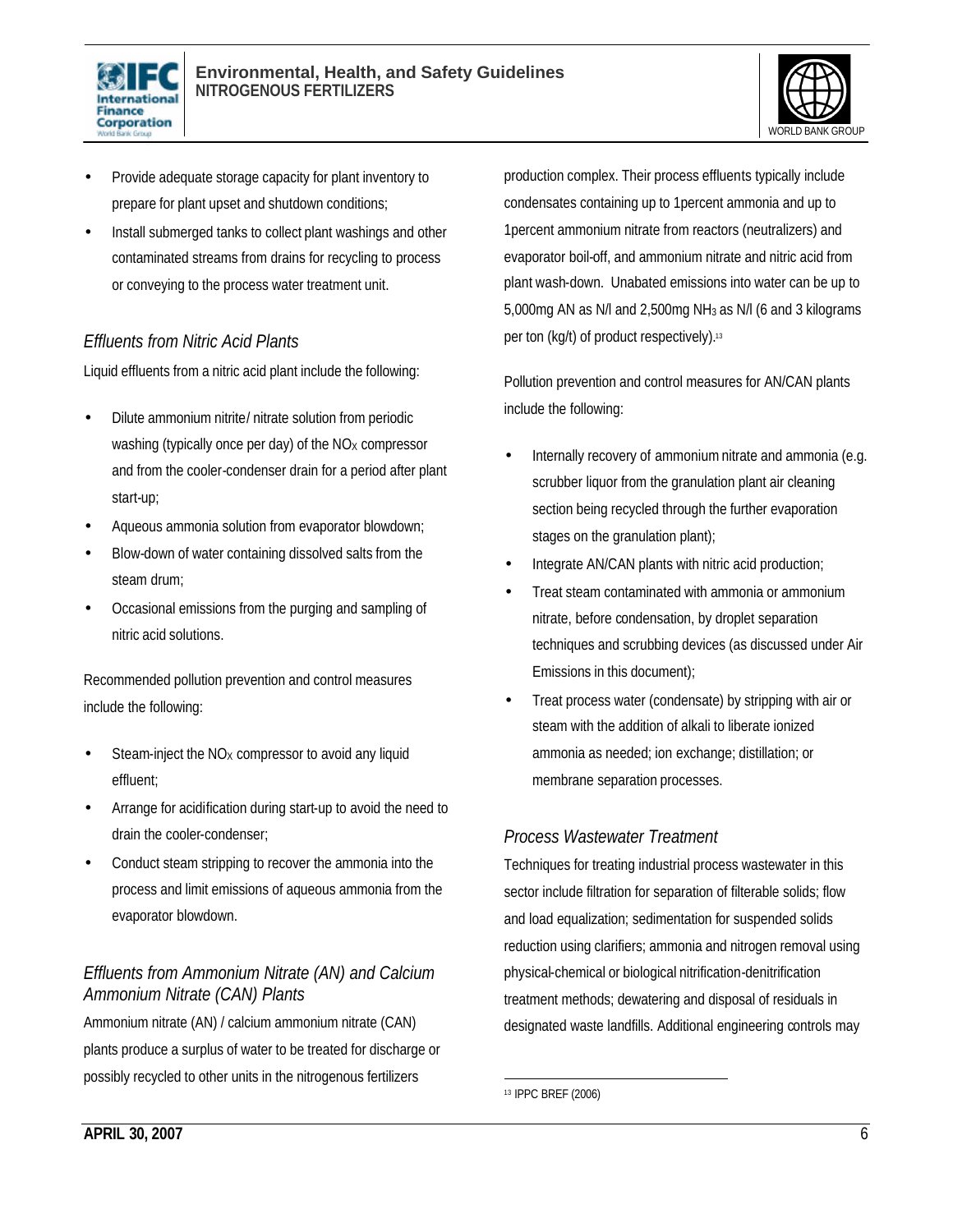- Provide adequate storage capacity for plant inventory to prepare for plant upset and shutdown conditions;
- Install submerged tanks to collect plant washings and other contaminated streams from drains for recycling to process or conveying to the process water treatment unit.

### *Effluents from Nitric Acid Plants*

Liquid effluents from a nitric acid plant include the following:

- Dilute ammonium nitrite/ nitrate solution from periodic washing (typically once per day) of the $NO_X$ compressor and from the cooler-condenser drain for a period after plant start-up;
- Aqueous ammonia solution from evaporator blowdown;
- Blow-down of water containing dissolved salts from the steam drum;
- Occasional emissions from the purging and sampling of nitric acid solutions.

Recommended pollution prevention and control measures include the following:

- Steam-inject the $NO_X$ compressor to avoid any liquid effluent;
- Arrange for acidification during start-up to avoid the need to drain the cooler-condenser;
- Conduct steam stripping to recover the ammonia into the process and limit emissions of aqueous ammonia from the evaporator blowdown.

### *Effluents from Ammonium Nitrate (AN) and Calcium Ammonium Nitrate (CAN) Plants*

Ammonium nitrate (AN) / calcium ammonium nitrate (CAN) plants produce a surplus of water to be treated for discharge or possibly recycled to other units in the nitrogenous fertilizers production complex. Their process effluents typically include condensates containing up to 1percent ammonia and up to 1percent ammonium nitrate from reactors (neutralizers) and evaporator boil-off, and ammonium nitrate and nitric acid from plant wash-down. Unabated emissions into water can be up to 5,000mg AN as N/l and 2,500mg $NH_3$ as N/l (6 and 3 kilograms per ton (kg/t) of product respectively).[13]

Pollution prevention and control measures for AN/CAN plants include the following:

- Internally recovery of ammonium nitrate and ammonia (e.g. scrubber liquor from the granulation plant air cleaning section being recycled through the further evaporation stages on the granulation plant);
- Integrate AN/CAN plants with nitric acid production;
- Treat steam contaminated with ammonia or ammonium nitrate, before condensation, by droplet separation techniques and scrubbing devices (as discussed under Air Emissions in this document);
- Treat process water (condensate) by stripping with air or steam with the addition of alkali to liberate ionized ammonia as needed; ion exchange; distillation; or membrane separation processes.

### *Process Wastewater Treatment*

Techniques for treating industrial process wastewater in this sector include filtration for separation of filterable solids; flow and load equalization; sedimentation for suspended solids reduction using clarifiers; ammonia and nitrogen removal using physical-chemical or biological nitrification-denitrification treatment methods; dewatering and disposal of residuals in designated waste landfills. Additional engineering controls may

[13] IPPC BREF (2006)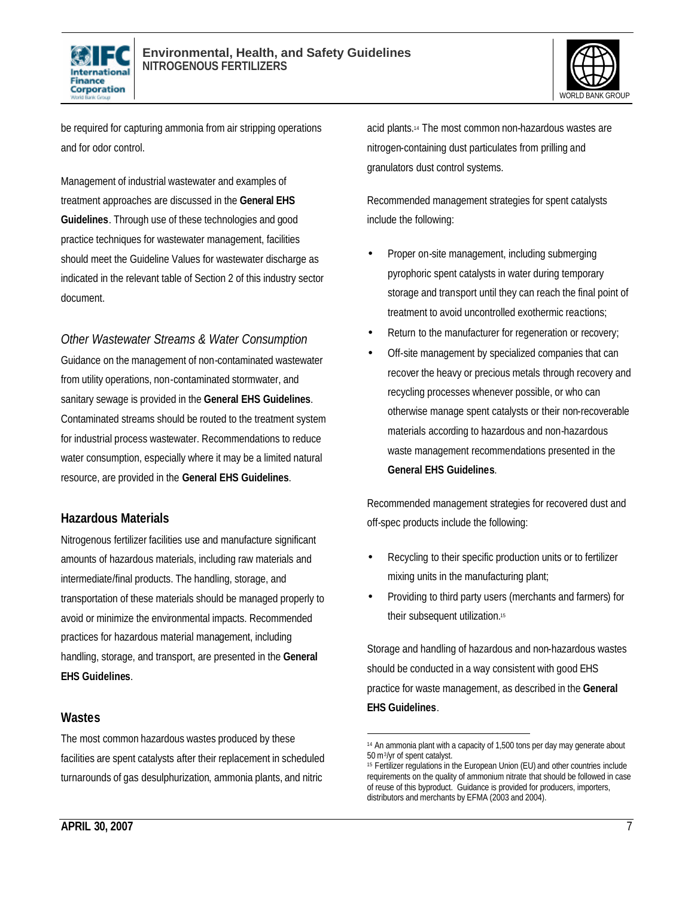be required for capturing ammonia from air stripping operations and for odor control.

Management of industrial wastewater and examples of treatment approaches are discussed in the **General EHS Guidelines**. Through use of these technologies and good practice techniques for wastewater management, facilities should meet the Guideline Values for wastewater discharge as indicated in the relevant table of Section 2 of this industry sector document.

### *Other Wastewater Streams & Water Consumption*

Guidance on the management of non-contaminated wastewater from utility operations, non-contaminated stormwater, and sanitary sewage is provided in the **General EHS Guidelines**. Contaminated streams should be routed to the treatment system for industrial process wastewater. Recommendations to reduce water consumption, especially where it may be a limited natural resource, are provided in the **General EHS Guidelines**.

## Hazardous Materials

Nitrogenous fertilizer facilities use and manufacture significant amounts of hazardous materials, including raw materials and intermediate/final products. The handling, storage, and transportation of these materials should be managed properly to avoid or minimize the environmental impacts. Recommended practices for hazardous material management, including handling, storage, and transport, are presented in the **General EHS Guidelines**.

## Wastes

The most common hazardous wastes produced by these facilities are spent catalysts after their replacement in scheduled turnarounds of gas desulphurization, ammonia plants, and nitric acid plants.[14] The most common non-hazardous wastes are nitrogen-containing dust particulates from prilling and granulators dust control systems.

Recommended management strategies for spent catalysts include the following:

- Proper on-site management, including submerging pyrophoric spent catalysts in water during temporary storage and transport until they can reach the final point of treatment to avoid uncontrolled exothermic reactions;
- Return to the manufacturer for regeneration or recovery;
- Off-site management by specialized companies that can recover the heavy or precious metals through recovery and recycling processes whenever possible, or who can otherwise manage spent catalysts or their non-recoverable materials according to hazardous and non-hazardous waste management recommendations presented in the **General EHS Guidelines**.

Recommended management strategies for recovered dust and off-spec products include the following:

- Recycling to their specific production units or to fertilizer mixing units in the manufacturing plant;
- Providing to third party users (merchants and farmers) for their subsequent utilization.[15]

Storage and handling of hazardous and non-hazardous wastes should be conducted in a way consistent with good EHS practice for waste management, as described in the **General EHS Guidelines**.

---

[14] An ammonia plant with a capacity of 1,500 tons per day may generate about 50 $m^3$/yr of spent catalyst.

[15] Fertilizer regulations in the European Union (EU) and other countries include requirements on the quality of ammonium nitrate that should be followed in case of reuse of this byproduct. Guidance is provided for producers, importers, distributors and merchants by EFMA (2003 and 2004).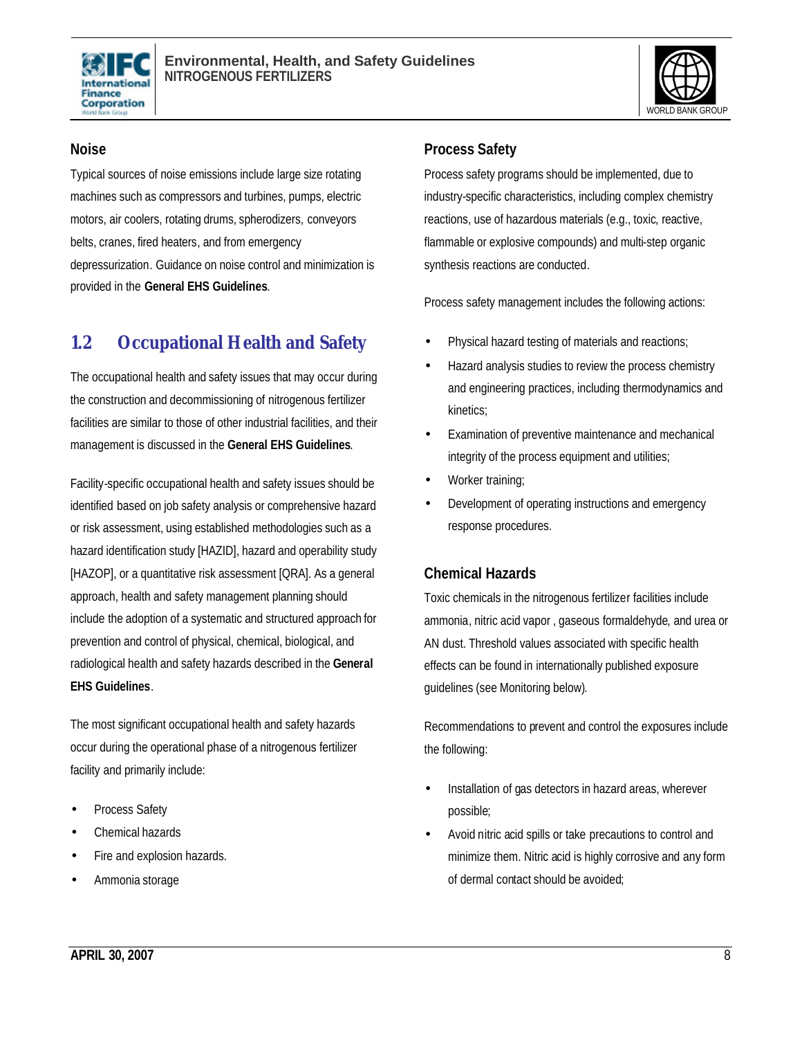### Noise

Typical sources of noise emissions include large size rotating machines such as compressors and turbines, pumps, electric motors, air coolers, rotating drums, spherodizers, conveyors belts, cranes, fired heaters, and from emergency depressurization. Guidance on noise control and minimization is provided in the **General EHS Guidelines**.

## 1.2 Occupational Health and Safety

The occupational health and safety issues that may occur during the construction and decommissioning of nitrogenous fertilizer facilities are similar to those of other industrial facilities, and their management is discussed in the **General EHS Guidelines**.

Facility-specific occupational health and safety issues should be identified based on job safety analysis or comprehensive hazard or risk assessment, using established methodologies such as a hazard identification study [HAZID], hazard and operability study [HAZOP], or a quantitative risk assessment [QRA]. As a general approach, health and safety management planning should include the adoption of a systematic and structured approach for prevention and control of physical, chemical, biological, and radiological health and safety hazards described in the **General EHS Guidelines**.

The most significant occupational health and safety hazards occur during the operational phase of a nitrogenous fertilizer facility and primarily include:

- Process Safety
- Chemical hazards
- Fire and explosion hazards.
- Ammonia storage

### Process Safety

Process safety programs should be implemented, due to industry-specific characteristics, including complex chemistry reactions, use of hazardous materials (e.g., toxic, reactive, flammable or explosive compounds) and multi-step organic synthesis reactions are conducted.

Process safety management includes the following actions:

- Physical hazard testing of materials and reactions;
- Hazard analysis studies to review the process chemistry and engineering practices, including thermodynamics and kinetics;
- Examination of preventive maintenance and mechanical integrity of the process equipment and utilities;
- Worker training;
- Development of operating instructions and emergency response procedures.

### Chemical Hazards

Toxic chemicals in the nitrogenous fertilizer facilities include ammonia, nitric acid vapor , gaseous formaldehyde, and urea or AN dust. Threshold values associated with specific health effects can be found in internationally published exposure guidelines (see Monitoring below).

Recommendations to prevent and control the exposures include the following:

- Installation of gas detectors in hazard areas, wherever possible;
- Avoid nitric acid spills or take precautions to control and minimize them. Nitric acid is highly corrosive and any form of dermal contact should be avoided;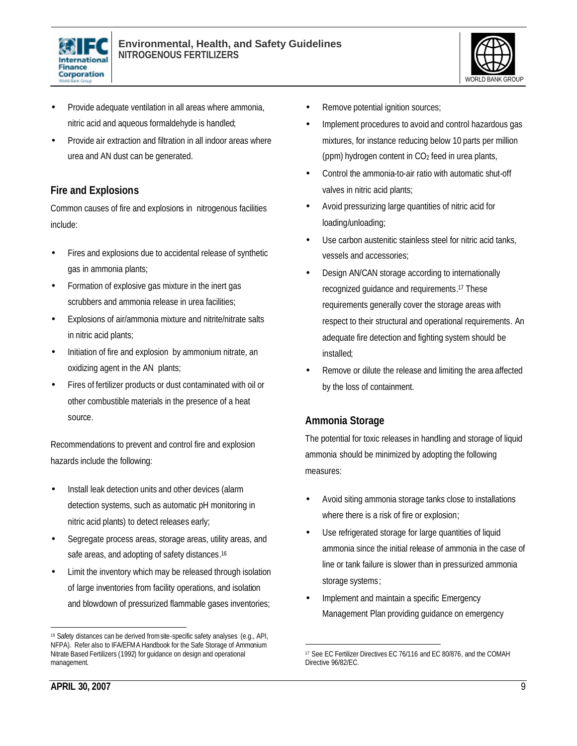- Provide adequate ventilation in all areas where ammonia, nitric acid and aqueous formaldehyde is handled;
- Provide air extraction and filtration in all indoor areas where urea and AN dust can be generated.

## Fire and Explosions

Common causes of fire and explosions in nitrogenous facilities include:

- Fires and explosions due to accidental release of synthetic gas in ammonia plants;
- Formation of explosive gas mixture in the inert gas scrubbers and ammonia release in urea facilities;
- Explosions of air/ammonia mixture and nitrite/nitrate salts in nitric acid plants;
- Initiation of fire and explosion by ammonium nitrate, an oxidizing agent in the AN plants;
- Fires of fertilizer products or dust contaminated with oil or other combustible materials in the presence of a heat source.

Recommendations to prevent and control fire and explosion hazards include the following:

- Install leak detection units and other devices (alarm detection systems, such as automatic pH monitoring in nitric acid plants) to detect releases early;
- Segregate process areas, storage areas, utility areas, and safe areas, and adopting of safety distances.[16]
- Limit the inventory which may be released through isolation of large inventories from facility operations, and isolation and blowdown of pressurized flammable gases inventories;
- Remove potential ignition sources;
- Implement procedures to avoid and control hazardous gas mixtures, for instance reducing below 10 parts per million (ppm) hydrogen content in $CO_2$ feed in urea plants,
- Control the ammonia-to-air ratio with automatic shut-off valves in nitric acid plants;
- Avoid pressurizing large quantities of nitric acid for loading/unloading;
- Use carbon austenitic stainless steel for nitric acid tanks, vessels and accessories;
- Design AN/CAN storage according to internationally recognized guidance and requirements.[17] These requirements generally cover the storage areas with respect to their structural and operational requirements. An adequate fire detection and fighting system should be installed;
- Remove or dilute the release and limiting the area affected by the loss of containment.

## Ammonia Storage

The potential for toxic releases in handling and storage of liquid ammonia should be minimized by adopting the following measures:

- Avoid siting ammonia storage tanks close to installations where there is a risk of fire or explosion;
- Use refrigerated storage for large quantities of liquid ammonia since the initial release of ammonia in the case of line or tank failure is slower than in pressurized ammonia storage systems;
- Implement and maintain a specific Emergency Management Plan providing guidance on emergency

---

[16] Safety distances can be derived from site-specific safety analyses (e.g., API, NFPA). Refer also to IFA/EFMA Handbook for the Safe Storage of Ammonium Nitrate Based Fertilizers (1992) for guidance on design and operational management.

[17] See EC Fertilizer Directives EC 76/116 and EC 80/876, and the COMAH Directive 96/82/EC.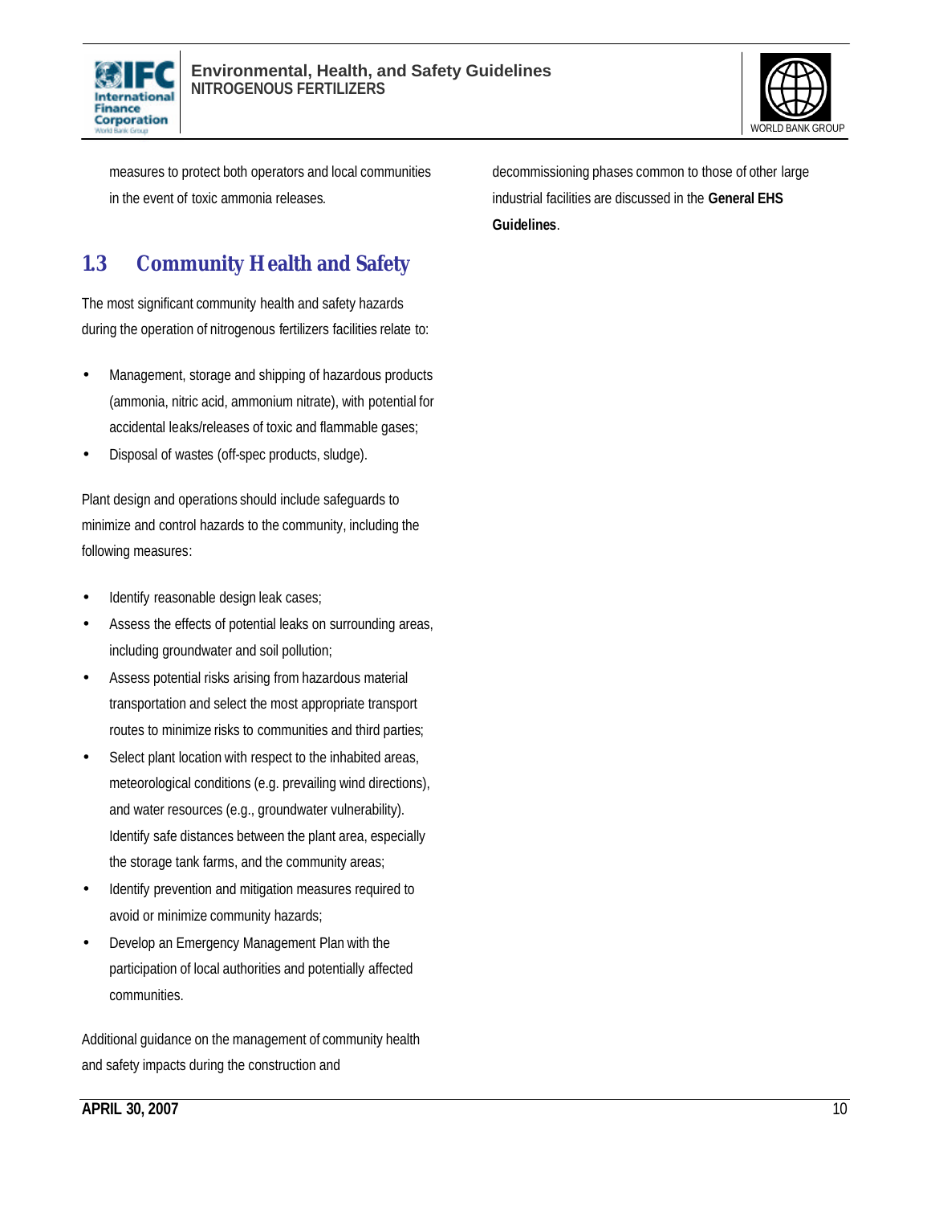measures to protect both operators and local communities in the event of toxic ammonia releases.

## 1.3 Community Health and Safety

The most significant community health and safety hazards during the operation of nitrogenous fertilizers facilities relate to:

- Management, storage and shipping of hazardous products (ammonia, nitric acid, ammonium nitrate), with potential for accidental leaks/releases of toxic and flammable gases;
- Disposal of wastes (off-spec products, sludge).

Plant design and operations should include safeguards to minimize and control hazards to the community, including the following measures:

- Identify reasonable design leak cases;
- Assess the effects of potential leaks on surrounding areas, including groundwater and soil pollution;
- Assess potential risks arising from hazardous material transportation and select the most appropriate transport routes to minimize risks to communities and third parties;
- Select plant location with respect to the inhabited areas, meteorological conditions (e.g. prevailing wind directions), and water resources (e.g., groundwater vulnerability). Identify safe distances between the plant area, especially the storage tank farms, and the community areas;
- Identify prevention and mitigation measures required to avoid or minimize community hazards;
- Develop an Emergency Management Plan with the participation of local authorities and potentially affected communities.

Additional guidance on the management of community health and safety impacts during the construction and decommissioning phases common to those of other large industrial facilities are discussed in the **General EHS Guidelines**.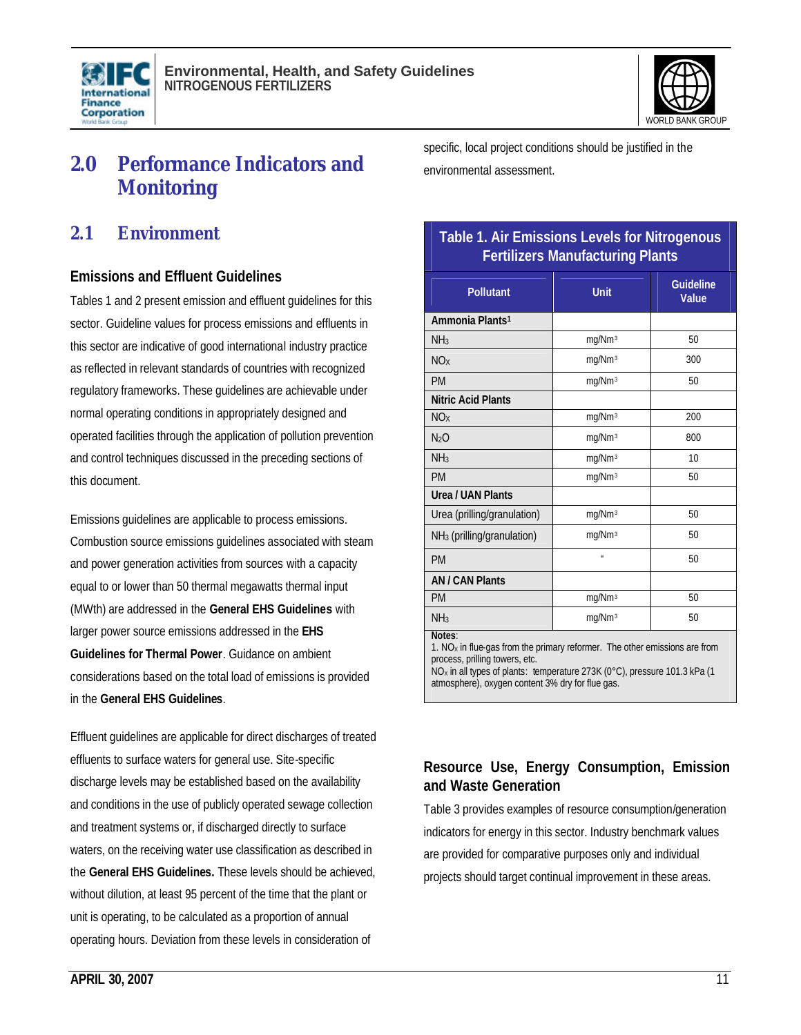# 2.0 Performance Indicators and Monitoring

## 2.1 Environment

### Emissions and Effluent Guidelines

Tables 1 and 2 present emission and effluent guidelines for this sector. Guideline values for process emissions and effluents in this sector are indicative of good international industry practice as reflected in relevant standards of countries with recognized regulatory frameworks. These guidelines are achievable under normal operating conditions in appropriately designed and operated facilities through the application of pollution prevention and control techniques discussed in the preceding sections of this document.

Emissions guidelines are applicable to process emissions. Combustion source emissions guidelines associated with steam and power generation activities from sources with a capacity equal to or lower than 50 thermal megawatts thermal input (MWth) are addressed in the **General EHS Guidelines** with larger power source emissions addressed in the **EHS Guidelines for Thermal Power**. Guidance on ambient considerations based on the total load of emissions is provided in the **General EHS Guidelines**.

Effluent guidelines are applicable for direct discharges of treated effluents to surface waters for general use. Site-specific discharge levels may be established based on the availability and conditions in the use of publicly operated sewage collection and treatment systems or, if discharged directly to surface waters, on the receiving water use classification as described in the **General EHS Guidelines.** These levels should be achieved, without dilution, at least 95 percent of the time that the plant or unit is operating, to be calculated as a proportion of annual operating hours. Deviation from these levels in consideration of specific, local project conditions should be justified in the environmental assessment.

**Table 1. Air Emissions Levels for Nitrogenous Fertilizers Manufacturing Plants**

| Pollutant | Unit | Guideline Value |
|---|---|---|
| **Ammonia Plants[1]** | | |
| $NH_3$ | $mg/Nm^3$ | 50 |
| $NO_X$ | $mg/Nm^3$ | 300 |
| PM | $mg/Nm^3$ | 50 |
| **Nitric Acid Plants** | | |
| $NO_X$ | $mg/Nm^3$ | 200 |
| $N_2O$ | $mg/Nm^3$ | 800 |
| $NH_3$ | $mg/Nm^3$ | 10 |
| PM | $mg/Nm^3$ | 50 |
| **Urea / UAN Plants** | | |
| Urea (prilling/granulation) | $mg/Nm^3$ | 50 |
| $NH_3$ (prilling/granulation) | $mg/Nm^3$ | 50 |
| PM | " | 50 |
| **AN / CAN Plants** | | |
| PM | $mg/Nm^3$ | 50 |
| $NH_3$ | $mg/Nm^3$ | 50 |

**Notes**:
1. $NO_X$ in flue-gas from the primary reformer. The other emissions are from process, prilling towers, etc.
$NO_X$ in all types of plants: temperature 273K (0°C), pressure 101.3 kPa (1 atmosphere), oxygen content 3% dry for flue gas.

### Resource Use, Energy Consumption, Emission and Waste Generation

Table 3 provides examples of resource consumption/generation indicators for energy in this sector. Industry benchmark values are provided for comparative purposes only and individual projects should target continual improvement in these areas.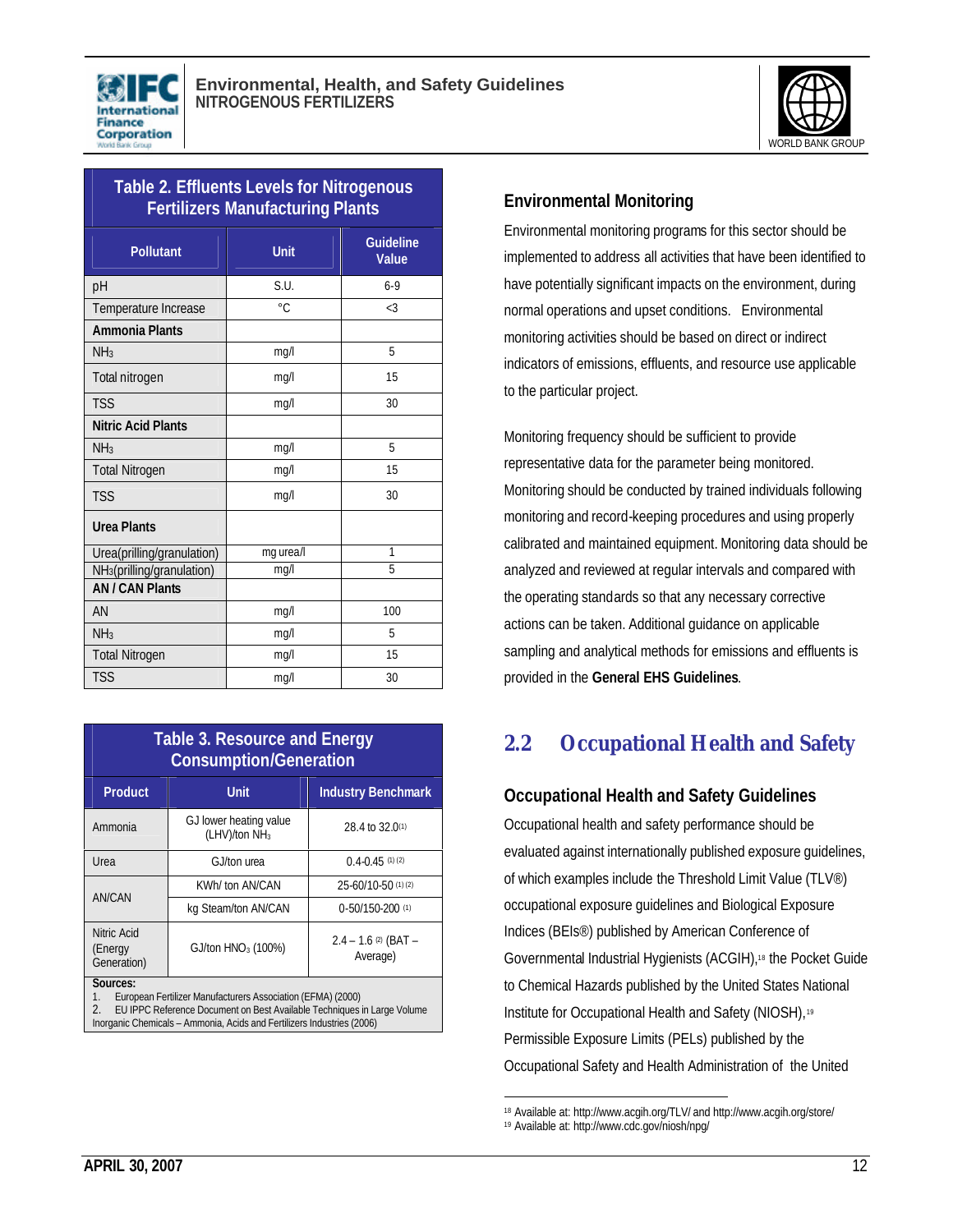**Table 2. Effluents Levels for Nitrogenous Fertilizers Manufacturing Plants**

| Pollutant | Unit | Guideline Value |
|---|---|---|
| pH | S.U. | 6-9 |
| Temperature Increase | °C | <3 |
| **Ammonia Plants** | | |
| $NH_3$ | mg/l | 5 |
| Total nitrogen | mg/l | 15 |
| TSS | mg/l | 30 |
| **Nitric Acid Plants** | | |
| $NH_3$ | mg/l | 5 |
| Total Nitrogen | mg/l | 15 |
| TSS | mg/l | 30 |
| **Urea Plants** | | |
| Urea(prilling/granulation) | mg urea/l | 1 |
| $NH_3$(prilling/granulation) | mg/l | 5 |
| **AN / CAN Plants** | | |
| AN | mg/l | 100 |
| $NH_3$ | mg/l | 5 |
| Total Nitrogen | mg/l | 15 |
| TSS | mg/l | 30 |

**Table 3. Resource and Energy Consumption/Generation**

| Product | Unit | Industry Benchmark |
|---|---|---|
| Ammonia | GJ lower heating value (LHV)/ton $NH_3$ | 28.4 to 32.0(1) |
| Urea | GJ/ton urea | 0.4-0.45 (1) (2) |
| AN/CAN | KWh/ ton AN/CAN | 25-60/10-50 (1) (2) |
| | kg Steam/ton AN/CAN | 0-50/150-200 (1) |
| Nitric Acid (Energy Generation) | GJ/ton $HNO_3$ (100%) | 2.4 – 1.6 (2) (BAT – Average) |

**Sources:**
1. European Fertilizer Manufacturers Association (EFMA) (2000)
2. EU IPPC Reference Document on Best Available Techniques in Large Volume Inorganic Chemicals – Ammonia, Acids and Fertilizers Industries (2006)

### Environmental Monitoring

Environmental monitoring programs for this sector should be implemented to address all activities that have been identified to have potentially significant impacts on the environment, during normal operations and upset conditions. Environmental monitoring activities should be based on direct or indirect indicators of emissions, effluents, and resource use applicable to the particular project.

Monitoring frequency should be sufficient to provide representative data for the parameter being monitored. Monitoring should be conducted by trained individuals following monitoring and record-keeping procedures and using properly calibrated and maintained equipment. Monitoring data should be analyzed and reviewed at regular intervals and compared with the operating standards so that any necessary corrective actions can be taken. Additional guidance on applicable sampling and analytical methods for emissions and effluents is provided in the **General EHS Guidelines**.

## 2.2 Occupational Health and Safety

### Occupational Health and Safety Guidelines

Occupational health and safety performance should be evaluated against internationally published exposure guidelines, of which examples include the Threshold Limit Value (TLV®) occupational exposure guidelines and Biological Exposure Indices (BEIs®) published by American Conference of Governmental Industrial Hygienists (ACGIH),[18] the Pocket Guide to Chemical Hazards published by the United States National Institute for Occupational Health and Safety (NIOSH),[19] Permissible Exposure Limits (PELs) published by the Occupational Safety and Health Administration of the United

[18] Available at: http://www.acgih.org/TLV/ and http://www.acgih.org/store/
[19] Available at: http://www.cdc.gov/niosh/npg/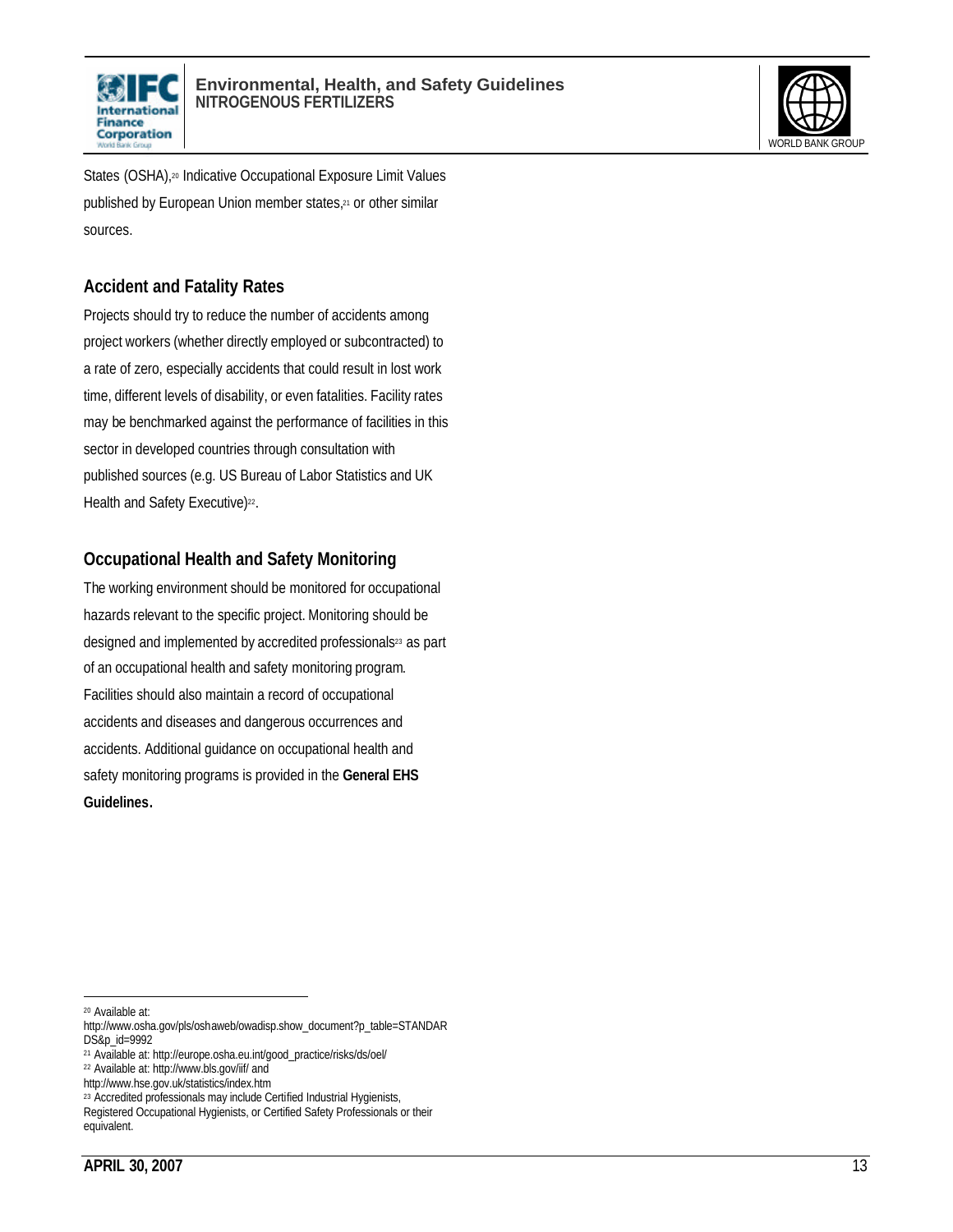States (OSHA),[20] Indicative Occupational Exposure Limit Values published by European Union member states,[21] or other similar sources.

## Accident and Fatality Rates

Projects should try to reduce the number of accidents among project workers (whether directly employed or subcontracted) to a rate of zero, especially accidents that could result in lost work time, different levels of disability, or even fatalities. Facility rates may be benchmarked against the performance of facilities in this sector in developed countries through consultation with published sources (e.g. US Bureau of Labor Statistics and UK Health and Safety Executive)[22].

## Occupational Health and Safety Monitoring

The working environment should be monitored for occupational hazards relevant to the specific project. Monitoring should be designed and implemented by accredited professionals[23] as part of an occupational health and safety monitoring program. Facilities should also maintain a record of occupational accidents and diseases and dangerous occurrences and accidents. Additional guidance on occupational health and safety monitoring programs is provided in the **General EHS Guidelines.**

---

[20] Available at: http://www.osha.gov/pls/oshaweb/owadisp.show_document?p_table=STANDARDS&p_id=9992

[21] Available at: http://europe.osha.eu.int/good_practice/risks/ds/oel/

[22] Available at: http://www.bls.gov/iif/ and http://www.hse.gov.uk/statistics/index.htm

[23] Accredited professionals may include Certified Industrial Hygienists, Registered Occupational Hygienists, or Certified Safety Professionals or their equivalent.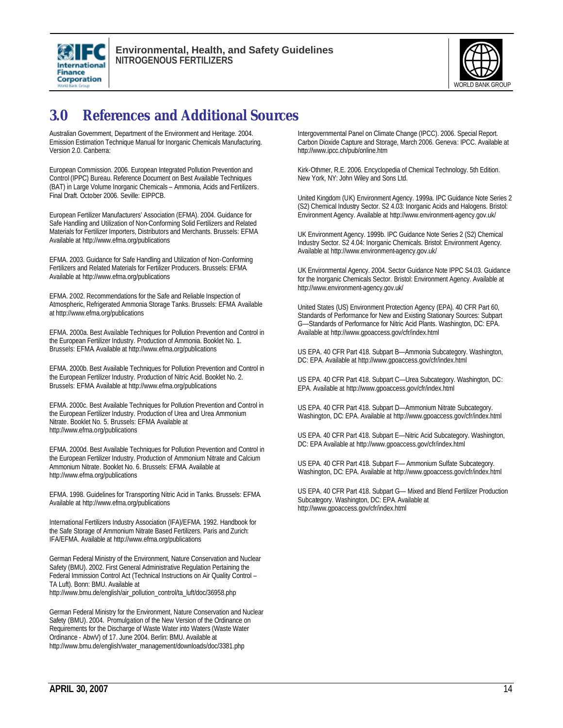## 3.0 References and Additional Sources

Australian Government, Department of the Environment and Heritage. 2004. Emission Estimation Technique Manual for Inorganic Chemicals Manufacturing. Version 2.0. Canberra:

European Commission. 2006. European Integrated Pollution Prevention and Control (IPPC) Bureau. Reference Document on Best Available Techniques (BAT) in Large Volume Inorganic Chemicals – Ammonia, Acids and Fertilizers. Final Draft. October 2006. Seville: EIPPCB.

European Fertilizer Manufacturers' Association (EFMA). 2004. Guidance for Safe Handling and Utilization of Non-Conforming Solid Fertilizers and Related Materials for Fertilizer Importers, Distributors and Merchants. Brussels: EFMA Available at http://www.efma.org/publications

EFMA. 2003. Guidance for Safe Handling and Utilization of Non-Conforming Fertilizers and Related Materials for Fertilizer Producers. Brussels: EFMA. Available at http://www.efma.org/publications

EFMA. 2002. Recommendations for the Safe and Reliable Inspection of Atmospheric, Refrigerated Ammonia Storage Tanks. Brussels: EFMA Available at http://www.efma.org/publications

EFMA. 2000a. Best Available Techniques for Pollution Prevention and Control in the European Fertilizer Industry. Production of Ammonia. Booklet No. 1. Brussels: EFMA. Available at http://www.efma.org/publications

EFMA. 2000b. Best Available Techniques for Pollution Prevention and Control in the European Fertilizer Industry. Production of Nitric Acid. Booklet No. 2. Brussels: EFMA. Available at http://www.efma.org/publications

EFMA. 2000c. Best Available Techniques for Pollution Prevention and Control in the European Fertilizer Industry. Production of Urea and Urea Ammonium Nitrate. Booklet No. 5. Brussels: EFMA Available at http://www.efma.org/publications

EFMA. 2000d. Best Available Techniques for Pollution Prevention and Control in the European Fertilizer Industry. Production of Ammonium Nitrate and Calcium Ammonium Nitrate. Booklet No. 6. Brussels: EFMA. Available at http://www.efma.org/publications

EFMA. 1998. Guidelines for Transporting Nitric Acid in Tanks. Brussels: EFMA. Available at http://www.efma.org/publications

International Fertilizers Industry Association (IFA)/EFMA. 1992. Handbook for the Safe Storage of Ammonium Nitrate Based Fertilizers. Paris and Zurich: IFA/EFMA. Available at http://www.efma.org/publications

German Federal Ministry of the Environment, Nature Conservation and Nuclear Safety (BMU). 2002. First General Administrative Regulation Pertaining the Federal Immission Control Act (Technical Instructions on Air Quality Control – TA Luft). Bonn: BMU. Available at http://www.bmu.de/english/air_pollution_control/ta_luft/doc/36958.php

German Federal Ministry for the Environment, Nature Conservation and Nuclear Safety (BMU). 2004. Promulgation of the New Version of the Ordinance on Requirements for the Discharge of Waste Water into Waters (Waste Water Ordinance - AbwV) of 17. June 2004. Berlin: BMU. Available at http://www.bmu.de/english/water_management/downloads/doc/3381.php

Intergovernmental Panel on Climate Change (IPCC). 2006. Special Report. Carbon Dioxide Capture and Storage, March 2006. Geneva: IPCC. Available at http://www.ipcc.ch/pub/online.htm

Kirk-Othmer, R.E. 2006. Encyclopedia of Chemical Technology. 5th Edition. New York, NY: John Wiley and Sons Ltd.

United Kingdom (UK) Environment Agency. 1999a. IPC Guidance Note Series 2 (S2) Chemical Industry Sector. S2 4.03: Inorganic Acids and Halogens. Bristol: Environment Agency. Available at http://www.environment-agency.gov.uk/

UK Environment Agency. 1999b. IPC Guidance Note Series 2 (S2) Chemical Industry Sector. S2 4.04: Inorganic Chemicals. Bristol: Environment Agency. Available at http://www.environment-agency.gov.uk/

UK Environmental Agency. 2004. Sector Guidance Note IPPC S4.03. Guidance for the Inorganic Chemicals Sector. Bristol: Environment Agency. Available at http://www.environment-agency.gov.uk/

United States (US) Environment Protection Agency (EPA). 40 CFR Part 60, Standards of Performance for New and Existing Stationary Sources: Subpart G—Standards of Performance for Nitric Acid Plants. Washington, DC: EPA. Available at http://www.gpoaccess.gov/cfr/index.html

US EPA. 40 CFR Part 418. Subpart B—Ammonia Subcategory. Washington, DC: EPA. Available at http://www.gpoaccess.gov/cfr/index.html

US EPA. 40 CFR Part 418. Subpart C—Urea Subcategory. Washington, DC: EPA. Available at http://www.gpoaccess.gov/cfr/index.html

US EPA. 40 CFR Part 418. Subpart D—Ammonium Nitrate Subcategory. Washington, DC: EPA. Available at http://www.gpoaccess.gov/cfr/index.html

US EPA. 40 CFR Part 418. Subpart E—Nitric Acid Subcategory. Washington, DC: EPA Available at http://www.gpoaccess.gov/cfr/index.html

US EPA. 40 CFR Part 418. Subpart F— Ammonium Sulfate Subcategory. Washington, DC: EPA. Available at http://www.gpoaccess.gov/cfr/index.html

US EPA. 40 CFR Part 418. Subpart G— Mixed and Blend Fertilizer Production Subcategory. Washington, DC: EPA. Available at http://www.gpoaccess.gov/cfr/index.html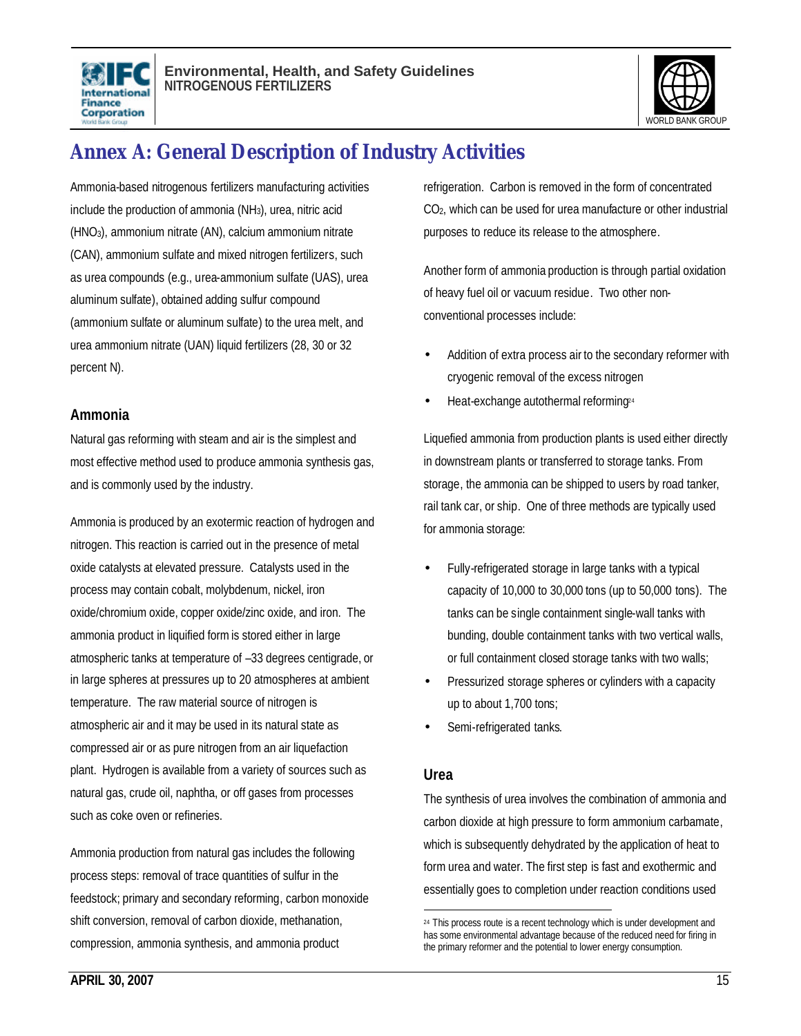# Annex A: General Description of Industry Activities

Ammonia-based nitrogenous fertilizers manufacturing activities include the production of ammonia ($NH_3$), urea, nitric acid ($HNO_3$), ammonium nitrate (AN), calcium ammonium nitrate (CAN), ammonium sulfate and mixed nitrogen fertilizers, such as urea compounds (e.g., urea-ammonium sulfate (UAS), urea aluminum sulfate), obtained adding sulfur compound (ammonium sulfate or aluminum sulfate) to the urea melt, and urea ammonium nitrate (UAN) liquid fertilizers (28, 30 or 32 percent N).

### Ammonia

Natural gas reforming with steam and air is the simplest and most effective method used to produce ammonia synthesis gas, and is commonly used by the industry.

Ammonia is produced by an exothermic reaction of hydrogen and nitrogen. This reaction is carried out in the presence of metal oxide catalysts at elevated pressure. Catalysts used in the process may contain cobalt, molybdenum, nickel, iron oxide/chromium oxide, copper oxide/zinc oxide, and iron. The ammonia product in liquified form is stored either in large atmospheric tanks at temperature of –33 degrees centigrade, or in large spheres at pressures up to 20 atmospheres at ambient temperature. The raw material source of nitrogen is atmospheric air and it may be used in its natural state as compressed air or as pure nitrogen from an air liquefaction plant. Hydrogen is available from a variety of sources such as natural gas, crude oil, naphtha, or off gases from processes such as coke oven or refineries.

Ammonia production from natural gas includes the following process steps: removal of trace quantities of sulfur in the feedstock; primary and secondary reforming, carbon monoxide shift conversion, removal of carbon dioxide, methanation, compression, ammonia synthesis, and ammonia product refrigeration. Carbon is removed in the form of concentrated $CO_2$, which can be used for urea manufacture or other industrial purposes to reduce its release to the atmosphere.

Another form of ammonia production is through partial oxidation of heavy fuel oil or vacuum residue. Two other non-conventional processes include:

- Addition of extra process air to the secondary reformer with cryogenic removal of the excess nitrogen
- Heat-exchange autothermal reforming[24]

Liquefied ammonia from production plants is used either directly in downstream plants or transferred to storage tanks. From storage, the ammonia can be shipped to users by road tanker, rail tank car, or ship. One of three methods are typically used for ammonia storage:

- Fully-refrigerated storage in large tanks with a typical capacity of 10,000 to 30,000 tons (up to 50,000 tons). The tanks can be single containment single-wall tanks with bunding, double containment tanks with two vertical walls, or full containment closed storage tanks with two walls;
- Pressurized storage spheres or cylinders with a capacity up to about 1,700 tons;
- Semi-refrigerated tanks.

### Urea

The synthesis of urea involves the combination of ammonia and carbon dioxide at high pressure to form ammonium carbamate, which is subsequently dehydrated by the application of heat to form urea and water. The first step is fast and exothermic and essentially goes to completion under reaction conditions used

[24] This process route is a recent technology which is under development and has some environmental advantage because of the reduced need for firing in the primary reformer and the potential to lower energy consumption.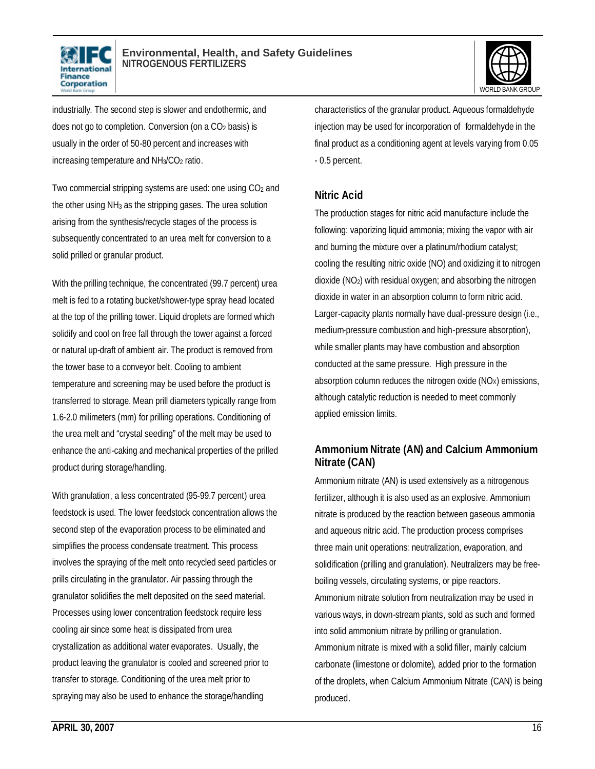industrially. The second step is slower and endothermic, and does not go to completion. Conversion (on a $CO_2$ basis) is usually in the order of 50-80 percent and increases with increasing temperature and $NH_3/CO_2$ ratio.

Two commercial stripping systems are used: one using $CO_2$ and the other using $NH_3$ as the stripping gases. The urea solution arising from the synthesis/recycle stages of the process is subsequently concentrated to an urea melt for conversion to a solid prilled or granular product.

With the prilling technique, the concentrated (99.7 percent) urea melt is fed to a rotating bucket/shower-type spray head located at the top of the prilling tower. Liquid droplets are formed which solidify and cool on free fall through the tower against a forced or natural up-draft of ambient air. The product is removed from the tower base to a conveyor belt. Cooling to ambient temperature and screening may be used before the product is transferred to storage. Mean prill diameters typically range from 1.6-2.0 milimeters (mm) for prilling operations. Conditioning of the urea melt and "crystal seeding" of the melt may be used to enhance the anti-caking and mechanical properties of the prilled product during storage/handling.

With granulation, a less concentrated (95-99.7 percent) urea feedstock is used. The lower feedstock concentration allows the second step of the evaporation process to be eliminated and simplifies the process condensate treatment. This process involves the spraying of the melt onto recycled seed particles or prills circulating in the granulator. Air passing through the granulator solidifies the melt deposited on the seed material. Processes using lower concentration feedstock require less cooling air since some heat is dissipated from urea crystallization as additional water evaporates. Usually, the product leaving the granulator is cooled and screened prior to transfer to storage. Conditioning of the urea melt prior to spraying may also be used to enhance the storage/handling characteristics of the granular product. Aqueous formaldehyde injection may be used for incorporation of formaldehyde in the final product as a conditioning agent at levels varying from 0.05 - 0.5 percent.

## Nitric Acid

The production stages for nitric acid manufacture include the following: vaporizing liquid ammonia; mixing the vapor with air and burning the mixture over a platinum/rhodium catalyst; cooling the resulting nitric oxide (NO) and oxidizing it to nitrogen dioxide ($NO_2$) with residual oxygen; and absorbing the nitrogen dioxide in water in an absorption column to form nitric acid. Larger-capacity plants normally have dual-pressure design (i.e., medium-pressure combustion and high-pressure absorption), while smaller plants may have combustion and absorption conducted at the same pressure. High pressure in the absorption column reduces the nitrogen oxide ($NO_X$) emissions, although catalytic reduction is needed to meet commonly applied emission limits.

## Ammonium Nitrate (AN) and Calcium Ammonium Nitrate (CAN)

Ammonium nitrate (AN) is used extensively as a nitrogenous fertilizer, although it is also used as an explosive. Ammonium nitrate is produced by the reaction between gaseous ammonia and aqueous nitric acid. The production process comprises three main unit operations: neutralization, evaporation, and solidification (prilling and granulation). Neutralizers may be free-boiling vessels, circulating systems, or pipe reactors. Ammonium nitrate solution from neutralization may be used in various ways, in down-stream plants, sold as such and formed into solid ammonium nitrate by prilling or granulation. Ammonium nitrate is mixed with a solid filler, mainly calcium carbonate (limestone or dolomite), added prior to the formation of the droplets, when Calcium Ammonium Nitrate (CAN) is being produced.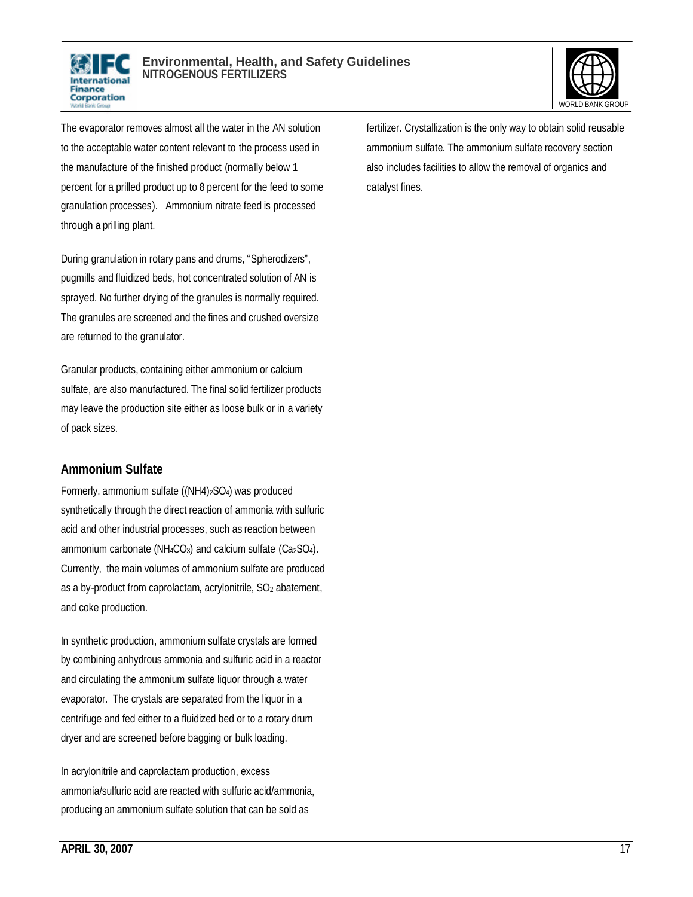The evaporator removes almost all the water in the AN solution to the acceptable water content relevant to the process used in the manufacture of the finished product (normally below 1 percent for a prilled product up to 8 percent for the feed to some granulation processes). Ammonium nitrate feed is processed through a prilling plant.

During granulation in rotary pans and drums, "Spherodizers", pugmills and fluidized beds, hot concentrated solution of AN is sprayed. No further drying of the granules is normally required. The granules are screened and the fines and crushed oversize are returned to the granulator.

Granular products, containing either ammonium or calcium sulfate, are also manufactured. The final solid fertilizer products may leave the production site either as loose bulk or in a variety of pack sizes.

## Ammonium Sulfate

Formerly, ammonium sulfate ($(NH4)_2SO_4$) was produced synthetically through the direct reaction of ammonia with sulfuric acid and other industrial processes, such as reaction between ammonium carbonate ($NH_4CO_3$) and calcium sulfate ($Ca_2SO_4$). Currently, the main volumes of ammonium sulfate are produced as a by-product from caprolactam, acrylonitrile, $SO_2$ abatement, and coke production.

In synthetic production, ammonium sulfate crystals are formed by combining anhydrous ammonia and sulfuric acid in a reactor and circulating the ammonium sulfate liquor through a water evaporator. The crystals are separated from the liquor in a centrifuge and fed either to a fluidized bed or to a rotary drum dryer and are screened before bagging or bulk loading.

In acrylonitrile and caprolactam production, excess ammonia/sulfuric acid are reacted with sulfuric acid/ammonia, producing an ammonium sulfate solution that can be sold as fertilizer. Crystallization is the only way to obtain solid reusable ammonium sulfate. The ammonium sulfate recovery section also includes facilities to allow the removal of organics and catalyst fines.